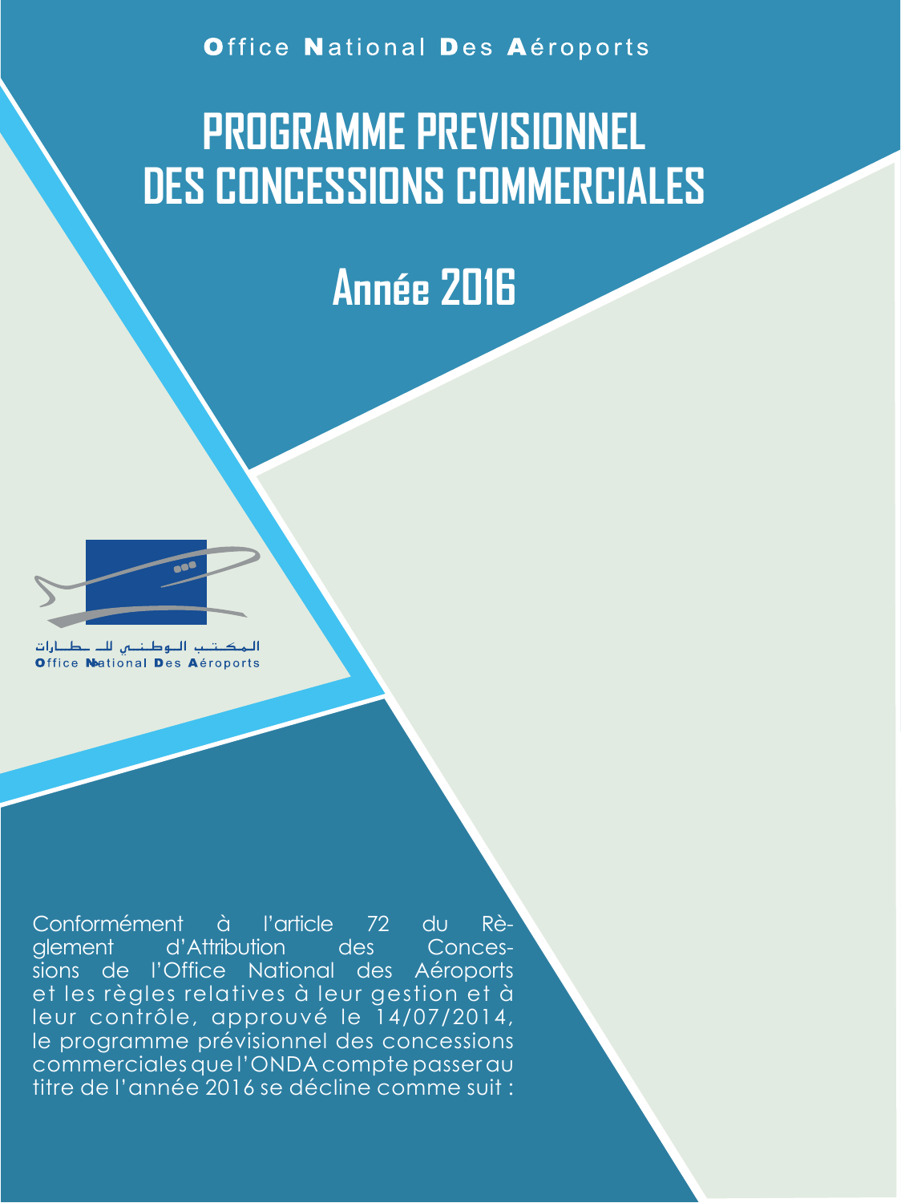Office National Des Aéroports

# PROGRAMME PREVISIONNEL DES CONCESSIONS COMMERCIALES

## Année 2016

المكتب الوطني للمطارات
Office National Des Aéroports

Conformément à l'article 72 du Règlement d'Attribution des Concessions de l'Office National des Aéroports et les règles relatives à leur gestion et à leur contrôle, approuvé le 14/07/2014, le programme prévisionnel des concessions commerciales que l'ONDA compte passer au titre de l'année 2016 se décline comme suit :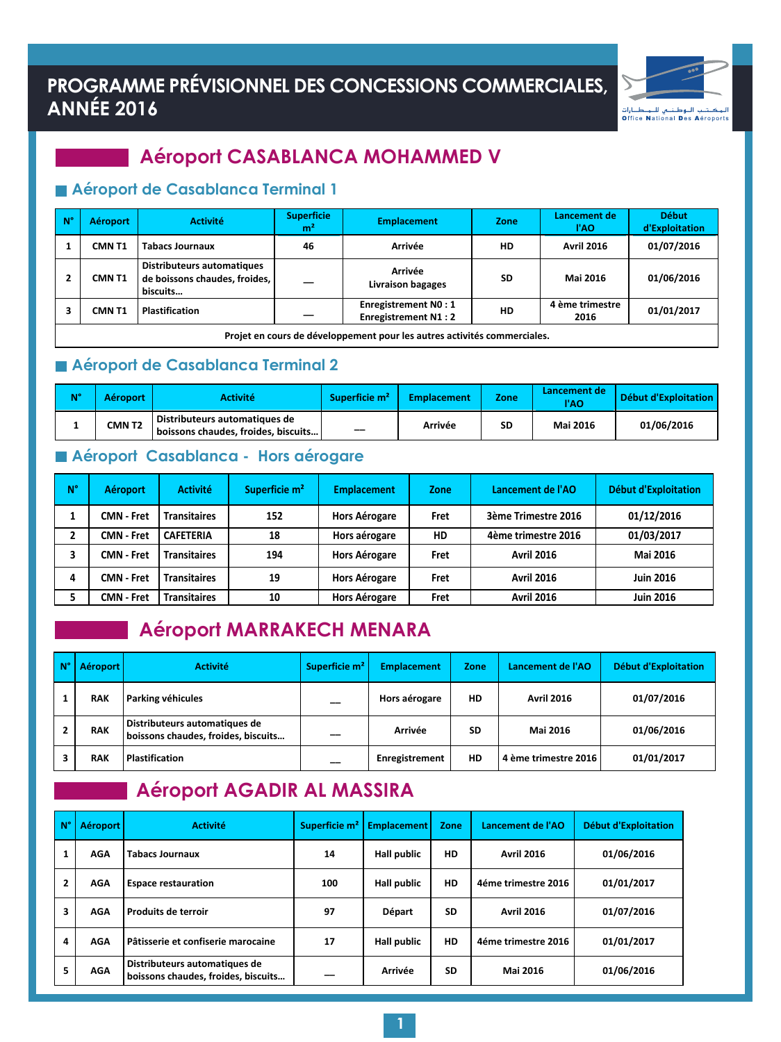# PROGRAMME PRÉVISIONNEL DES CONCESSIONS COMMERCIALES, ANNÉE 2016

## Aéroport CASABLANCA MOHAMMED V

### Aéroport de Casablanca Terminal 1

| N° | Aéroport | Activité | Superficie m² | Emplacement | Zone | Lancement de l'AO | Début d'Exploitation |
|---|---|---|---|---|---|---|---|
| 1 | CMN T1 | Tabacs Journaux | 46 | Arrivée | HD | Avril 2016 | 01/07/2016 |
| 2 | CMN T1 | Distributeurs automatiques de boissons chaudes, froides, biscuits... | — | Arrivée Livraison bagages | SD | Mai 2016 | 01/06/2016 |
| 3 | CMN T1 | Plastification | — | Enregistrement N0 : 1 Enregistrement N1 : 2 | HD | 4 ème trimestre 2016 | 01/01/2017 |
| Projet en cours de développement pour les autres activités commerciales. | | | | | | | |

### Aéroport de Casablanca Terminal 2

| N° | Aéroport | Activité | Superficie m² | Emplacement | Zone | Lancement de l'AO | Début d'Exploitation |
|---|---|---|---|---|---|---|---|
| 1 | CMN T2 | Distributeurs automatiques de boissons chaudes, froides, biscuits... | — | Arrivée | SD | Mai 2016 | 01/06/2016 |

### Aéroport Casablanca - Hors aérogare

| N° | Aéroport | Activité | Superficie m² | Emplacement | Zone | Lancement de l'AO | Début d'Exploitation |
|---|---|---|---|---|---|---|---|
| 1 | CMN - Fret | Transitaires | 152 | Hors Aérogare | Fret | 3ème Trimestre 2016 | 01/12/2016 |
| 2 | CMN - Fret | CAFETERIA | 18 | Hors aérogare | HD | 4ème trimestre 2016 | 01/03/2017 |
| 3 | CMN - Fret | Transitaires | 194 | Hors Aérogare | Fret | Avril 2016 | Mai 2016 |
| 4 | CMN - Fret | Transitaires | 19 | Hors Aérogare | Fret | Avril 2016 | Juin 2016 |
| 5 | CMN - Fret | Transitaires | 10 | Hors Aérogare | Fret | Avril 2016 | Juin 2016 |

## Aéroport MARRAKECH MENARA

| N° | Aéroport | Activité | Superficie m² | Emplacement | Zone | Lancement de l'AO | Début d'Exploitation |
|---|---|---|---|---|---|---|---|
| 1 | RAK | Parking véhicules | — | Hors aérogare | HD | Avril 2016 | 01/07/2016 |
| 2 | RAK | Distributeurs automatiques de boissons chaudes, froides, biscuits... | — | Arrivée | SD | Mai 2016 | 01/06/2016 |
| 3 | RAK | Plastification | — | Enregistrement | HD | 4 ème trimestre 2016 | 01/01/2017 |

## Aéroport AGADIR AL MASSIRA

| N° | Aéroport | Activité | Superficie m² | Emplacement | Zone | Lancement de l'AO | Début d'Exploitation |
|---|---|---|---|---|---|---|---|
| 1 | AGA | Tabacs Journaux | 14 | Hall public | HD | Avril 2016 | 01/06/2016 |
| 2 | AGA | Espace restauration | 100 | Hall public | HD | 4éme trimestre 2016 | 01/01/2017 |
| 3 | AGA | Produits de terroir | 97 | Départ | SD | Avril 2016 | 01/07/2016 |
| 4 | AGA | Pâtisserie et confiserie marocaine | 17 | Hall public | HD | 4éme trimestre 2016 | 01/01/2017 |
| 5 | AGA | Distributeurs automatiques de boissons chaudes, froides, biscuits... | — | Arrivée | SD | Mai 2016 | 01/06/2016 |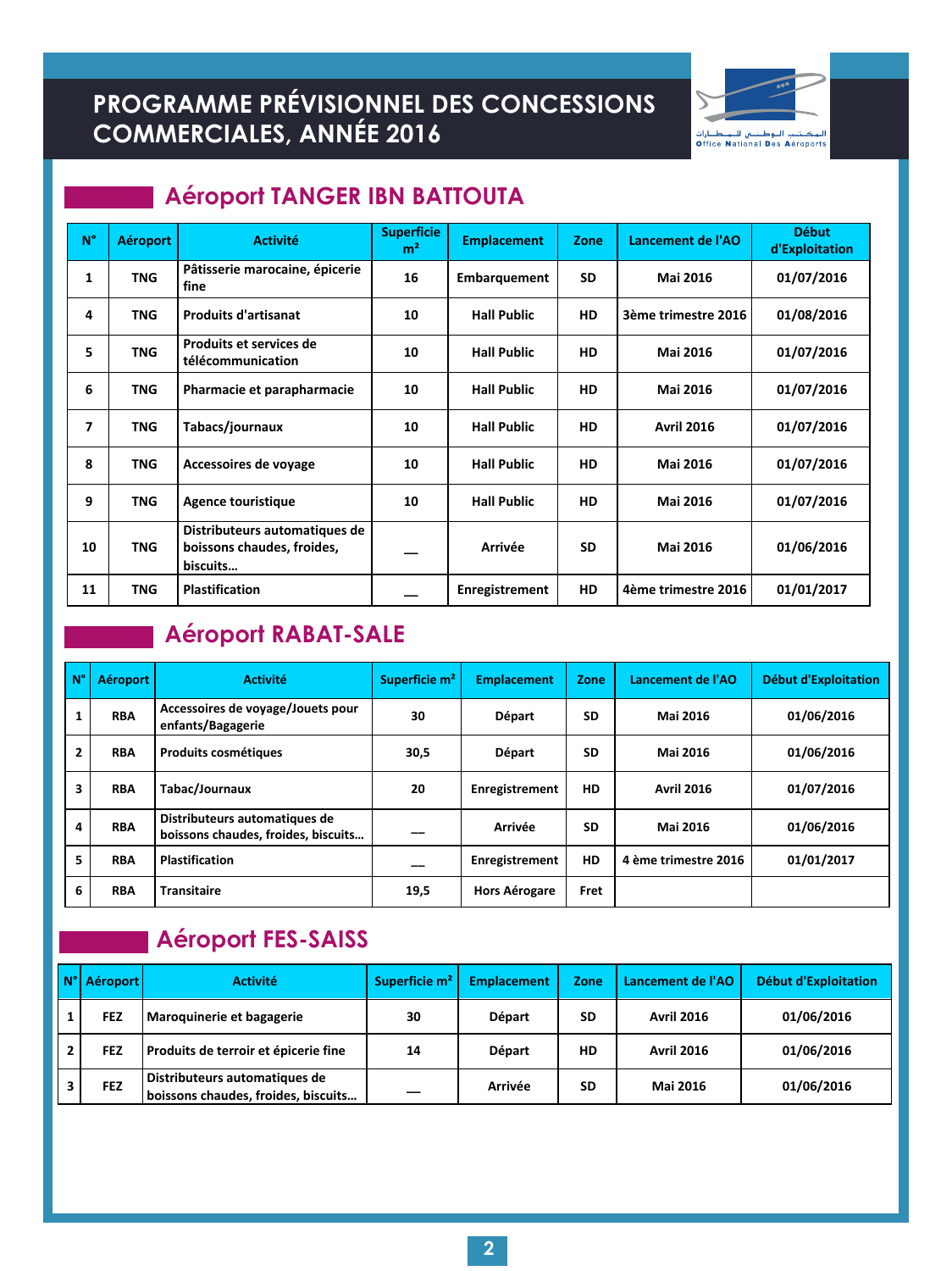# PROGRAMME PRÉVISIONNEL DES CONCESSIONS COMMERCIALES, ANNÉE 2016

## Aéroport TANGER IBN BATTOUTA

| N° | Aéroport | Activité | Superficie m² | Emplacement | Zone | Lancement de l'AO | Début d'Exploitation |
|---|---|---|---|---|---|---|---|
| 1 | TNG | Pâtisserie marocaine, épicerie fine | 16 | Embarquement | SD | Mai 2016 | 01/07/2016 |
| 4 | TNG | Produits d'artisanat | 10 | Hall Public | HD | 3ème trimestre 2016 | 01/08/2016 |
| 5 | TNG | Produits et services de télécommunication | 10 | Hall Public | HD | Mai 2016 | 01/07/2016 |
| 6 | TNG | Pharmacie et parapharmacie | 10 | Hall Public | HD | Mai 2016 | 01/07/2016 |
| 7 | TNG | Tabacs/journaux | 10 | Hall Public | HD | Avril 2016 | 01/07/2016 |
| 8 | TNG | Accessoires de voyage | 10 | Hall Public | HD | Mai 2016 | 01/07/2016 |
| 9 | TNG | Agence touristique | 10 | Hall Public | HD | Mai 2016 | 01/07/2016 |
| 10 | TNG | Distributeurs automatiques de boissons chaudes, froides, biscuits… | __ | Arrivée | SD | Mai 2016 | 01/06/2016 |
| 11 | TNG | Plastification | __ | Enregistrement | HD | 4ème trimestre 2016 | 01/01/2017 |

## Aéroport RABAT-SALE

| N° | Aéroport | Activité | Superficie m² | Emplacement | Zone | Lancement de l'AO | Début d'Exploitation |
|---|---|---|---|---|---|---|---|
| 1 | RBA | Accessoires de voyage/Jouets pour enfants/Bagagerie | 30 | Départ | SD | Mai 2016 | 01/06/2016 |
| 2 | RBA | Produits cosmétiques | 30,5 | Départ | SD | Mai 2016 | 01/06/2016 |
| 3 | RBA | Tabac/Journaux | 20 | Enregistrement | HD | Avril 2016 | 01/07/2016 |
| 4 | RBA | Distributeurs automatiques de boissons chaudes, froides, biscuits… | __ | Arrivée | SD | Mai 2016 | 01/06/2016 |
| 5 | RBA | Plastification | __ | Enregistrement | HD | 4 ème trimestre 2016 | 01/01/2017 |
| 6 | RBA | Transitaire | 19,5 | Hors Aérogare | Fret | | |

## Aéroport FES-SAISS

| N° | Aéroport | Activité | Superficie m² | Emplacement | Zone | Lancement de l'AO | Début d'Exploitation |
|---|---|---|---|---|---|---|---|
| 1 | FEZ | Maroquinerie et bagagerie | 30 | Départ | SD | Avril 2016 | 01/06/2016 |
| 2 | FEZ | Produits de terroir et épicerie fine | 14 | Départ | HD | Avril 2016 | 01/06/2016 |
| 3 | FEZ | Distributeurs automatiques de boissons chaudes, froides, biscuits… | __ | Arrivée | SD | Mai 2016 | 01/06/2016 |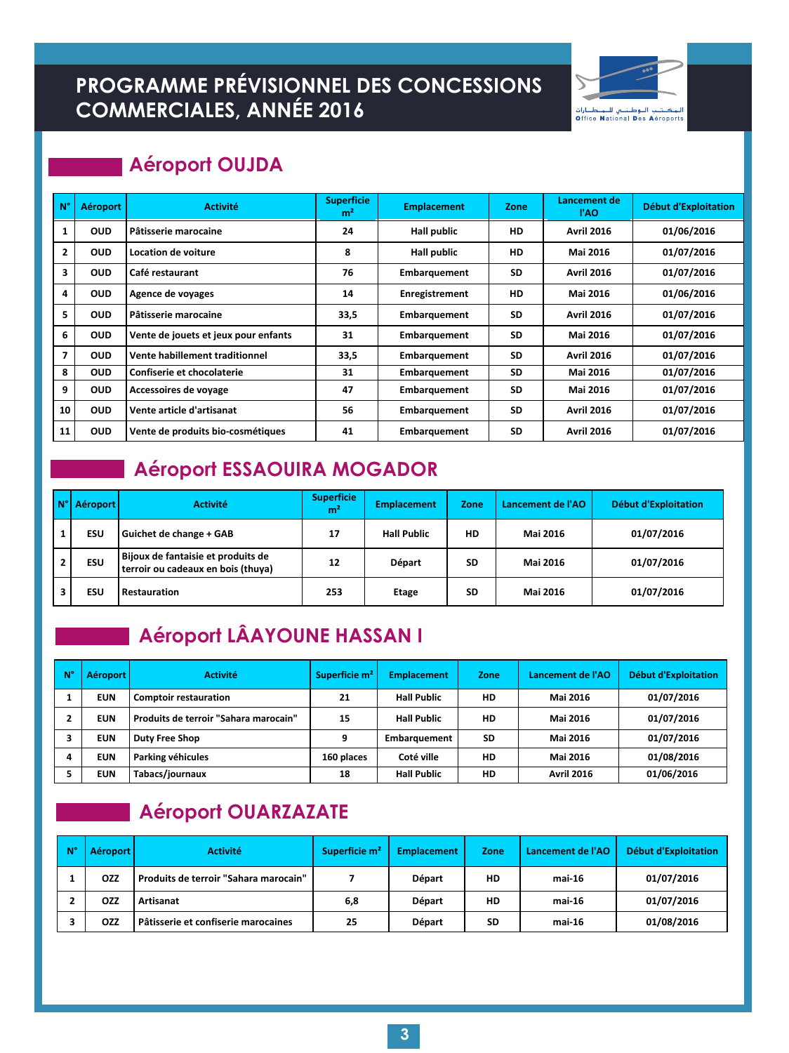# PROGRAMME PRÉVISIONNEL DES CONCESSIONS COMMERCIALES, ANNÉE 2016

## Aéroport OUJDA

| N° | Aéroport | Activité | Superficie m² | Emplacement | Zone | Lancement de l'AO | Début d'Exploitation |
|---|---|---|---|---|---|---|---|
| 1 | OUD | Pâtisserie marocaine | 24 | Hall public | HD | Avril 2016 | 01/06/2016 |
| 2 | OUD | Location de voiture | 8 | Hall public | HD | Mai 2016 | 01/07/2016 |
| 3 | OUD | Café restaurant | 76 | Embarquement | SD | Avril 2016 | 01/07/2016 |
| 4 | OUD | Agence de voyages | 14 | Enregistrement | HD | Mai 2016 | 01/06/2016 |
| 5 | OUD | Pâtisserie marocaine | 33,5 | Embarquement | SD | Avril 2016 | 01/07/2016 |
| 6 | OUD | Vente de jouets et jeux pour enfants | 31 | Embarquement | SD | Mai 2016 | 01/07/2016 |
| 7 | OUD | Vente habillement traditionnel | 33,5 | Embarquement | SD | Avril 2016 | 01/07/2016 |
| 8 | OUD | Confiserie et chocolaterie | 31 | Embarquement | SD | Mai 2016 | 01/07/2016 |
| 9 | OUD | Accessoires de voyage | 47 | Embarquement | SD | Mai 2016 | 01/07/2016 |
| 10 | OUD | Vente article d'artisanat | 56 | Embarquement | SD | Avril 2016 | 01/07/2016 |
| 11 | OUD | Vente de produits bio-cosmétiques | 41 | Embarquement | SD | Avril 2016 | 01/07/2016 |

## Aéroport ESSAOUIRA MOGADOR

| N° | Aéroport | Activité | Superficie m² | Emplacement | Zone | Lancement de l'AO | Début d'Exploitation |
|---|---|---|---|---|---|---|---|
| 1 | ESU | Guichet de change + GAB | 17 | Hall Public | HD | Mai 2016 | 01/07/2016 |
| 2 | ESU | Bijoux de fantaisie et produits de terroir ou cadeaux en bois (thuya) | 12 | Départ | SD | Mai 2016 | 01/07/2016 |
| 3 | ESU | Restauration | 253 | Etage | SD | Mai 2016 | 01/07/2016 |

## Aéroport LÂAYOUNE HASSAN I

| N° | Aéroport | Activité | Superficie m² | Emplacement | Zone | Lancement de l'AO | Début d'Exploitation |
|---|---|---|---|---|---|---|---|
| 1 | EUN | Comptoir restauration | 21 | Hall Public | HD | Mai 2016 | 01/07/2016 |
| 2 | EUN | Produits de terroir "Sahara marocain" | 15 | Hall Public | HD | Mai 2016 | 01/07/2016 |
| 3 | EUN | Duty Free Shop | 9 | Embarquement | SD | Mai 2016 | 01/07/2016 |
| 4 | EUN | Parking véhicules | 160 places | Coté ville | HD | Mai 2016 | 01/08/2016 |
| 5 | EUN | Tabacs/journaux | 18 | Hall Public | HD | Avril 2016 | 01/06/2016 |

## Aéroport OUARZAZATE

| N° | Aéroport | Activité | Superficie m² | Emplacement | Zone | Lancement de l'AO | Début d'Exploitation |
|---|---|---|---|---|---|---|---|
| 1 | OZZ | Produits de terroir "Sahara marocain" | 7 | Départ | HD | mai-16 | 01/07/2016 |
| 2 | OZZ | Artisanat | 6,8 | Départ | HD | mai-16 | 01/07/2016 |
| 3 | OZZ | Pâtisserie et confiserie marocaines | 25 | Départ | SD | mai-16 | 01/08/2016 |